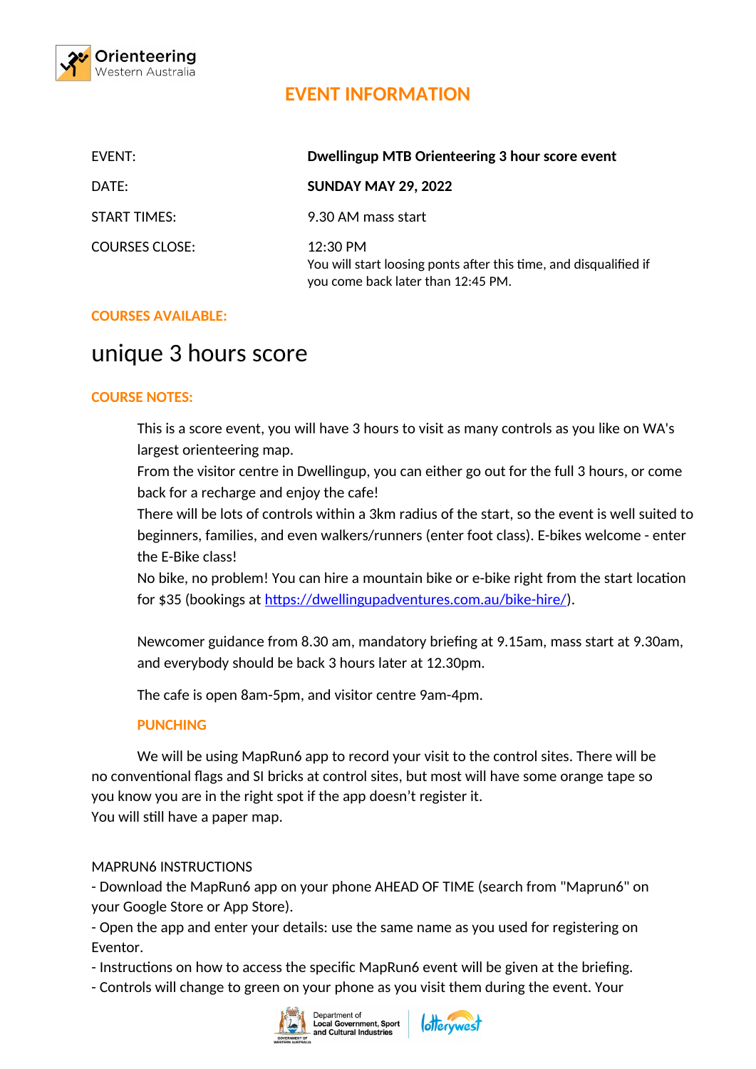Orienteering Western Australia

# EVENT INFORMATION

| | |
|---|---|
| EVENT: | **Dwellingup MTB Orienteering 3 hour score event** |
| DATE: | **SUNDAY MAY 29, 2022** |
| START TIMES: | 9.30 AM mass start |
| COURSES CLOSE: | 12:30 PM<br>You will start loosing ponts after this time, and disqualified if you come back later than 12:45 PM. |

## COURSES AVAILABLE:

# unique 3 hours score

## COURSE NOTES:

This is a score event, you will have 3 hours to visit as many controls as you like on WA's largest orienteering map.
From the visitor centre in Dwellingup, you can either go out for the full 3 hours, or come back for a recharge and enjoy the cafe!
There will be lots of controls within a 3km radius of the start, so the event is well suited to beginners, families, and even walkers/runners (enter foot class). E-bikes welcome - enter the E-Bike class!
No bike, no problem! You can hire a mountain bike or e-bike right from the start location for $35 (bookings at https://dwellingupadventures.com.au/bike-hire/).

Newcomer guidance from 8.30 am, mandatory briefing at 9.15am, mass start at 9.30am, and everybody should be back 3 hours later at 12.30pm.

The cafe is open 8am-5pm, and visitor centre 9am-4pm.

## PUNCHING

We will be using MapRun6 app to record your visit to the control sites. There will be no conventional flags and SI bricks at control sites, but most will have some orange tape so you know you are in the right spot if the app doesn't register it.
You will still have a paper map.

MAPRUN6 INSTRUCTIONS
- Download the MapRun6 app on your phone AHEAD OF TIME (search from "Maprun6" on your Google Store or App Store).
- Open the app and enter your details: use the same name as you used for registering on Eventor.
- Instructions on how to access the specific MapRun6 event will be given at the briefing.
- Controls will change to green on your phone as you visit them during the event. Your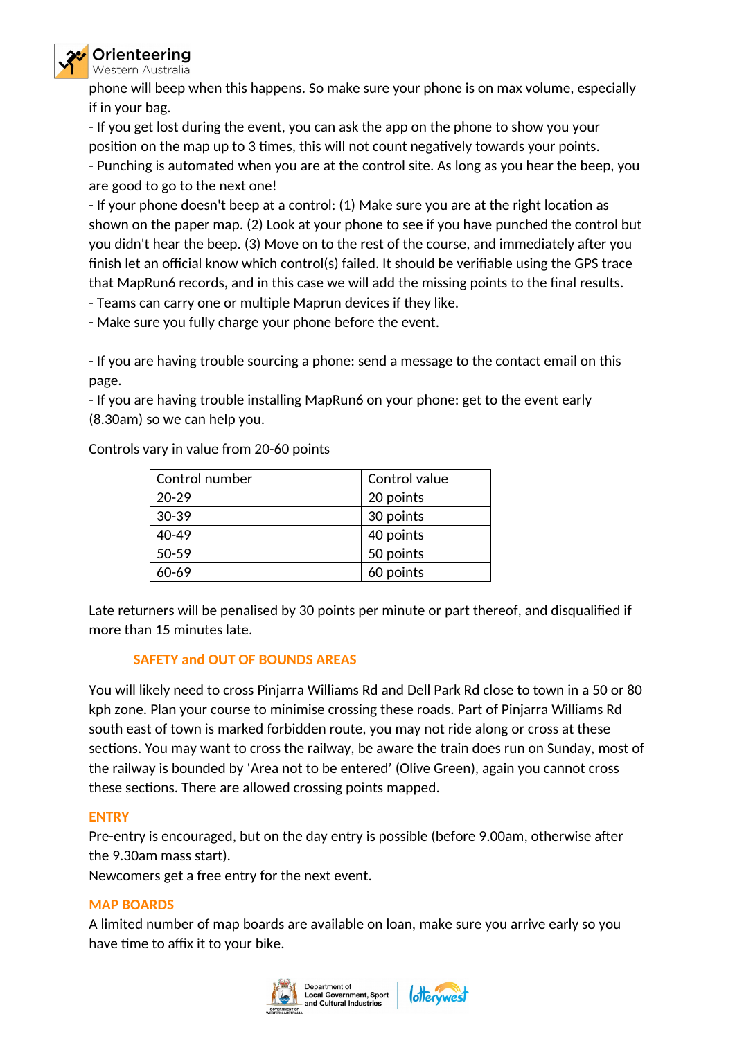phone will beep when this happens. So make sure your phone is on max volume, especially if in your bag.

- If you get lost during the event, you can ask the app on the phone to show you your position on the map up to 3 times, this will not count negatively towards your points.
- Punching is automated when you are at the control site. As long as you hear the beep, you are good to go to the next one!
- If your phone doesn't beep at a control: (1) Make sure you are at the right location as shown on the paper map. (2) Look at your phone to see if you have punched the control but you didn't hear the beep. (3) Move on to the rest of the course, and immediately after you finish let an official know which control(s) failed. It should be verifiable using the GPS trace that MapRun6 records, and in this case we will add the missing points to the final results.
- Teams can carry one or multiple Maprun devices if they like.
- Make sure you fully charge your phone before the event.

- If you are having trouble sourcing a phone: send a message to the contact email on this page.
- If you are having trouble installing MapRun6 on your phone: get to the event early (8.30am) so we can help you.

Controls vary in value from 20-60 points

| Control number | Control value |
|---|---|
| 20-29 | 20 points |
| 30-39 | 30 points |
| 40-49 | 40 points |
| 50-59 | 50 points |
| 60-69 | 60 points |

Late returners will be penalised by 30 points per minute or part thereof, and disqualified if more than 15 minutes late.

## SAFETY and OUT OF BOUNDS AREAS

You will likely need to cross Pinjarra Williams Rd and Dell Park Rd close to town in a 50 or 80 kph zone. Plan your course to minimise crossing these roads. Part of Pinjarra Williams Rd south east of town is marked forbidden route, you may not ride along or cross at these sections. You may want to cross the railway, be aware the train does run on Sunday, most of the railway is bounded by 'Area not to be entered' (Olive Green), again you cannot cross these sections. There are allowed crossing points mapped.

## ENTRY

Pre-entry is encouraged, but on the day entry is possible (before 9.00am, otherwise after the 9.30am mass start).

Newcomers get a free entry for the next event.

## MAP BOARDS

A limited number of map boards are available on loan, make sure you arrive early so you have time to affix it to your bike.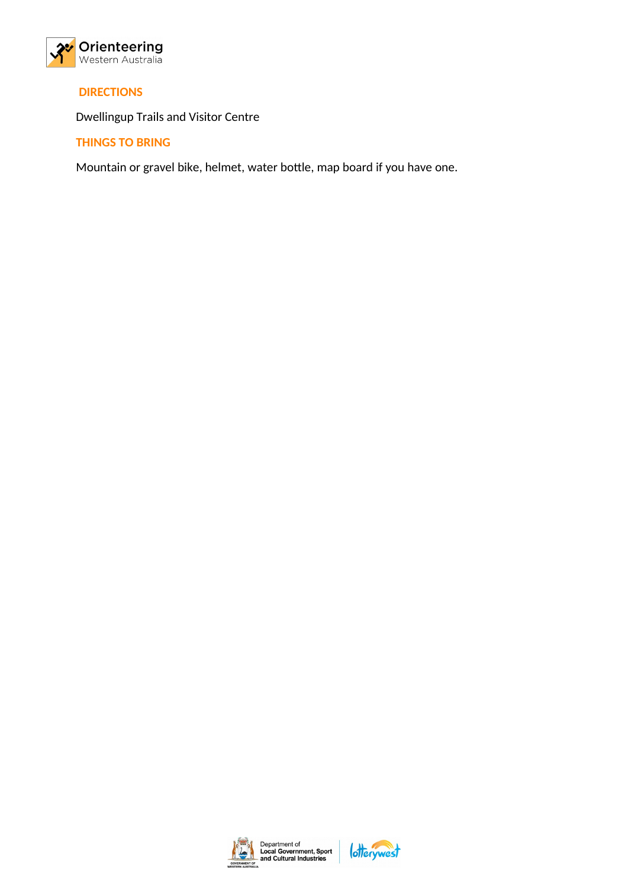## DIRECTIONS

Dwellingup Trails and Visitor Centre

## THINGS TO BRING

Mountain or gravel bike, helmet, water bottle, map board if you have one.